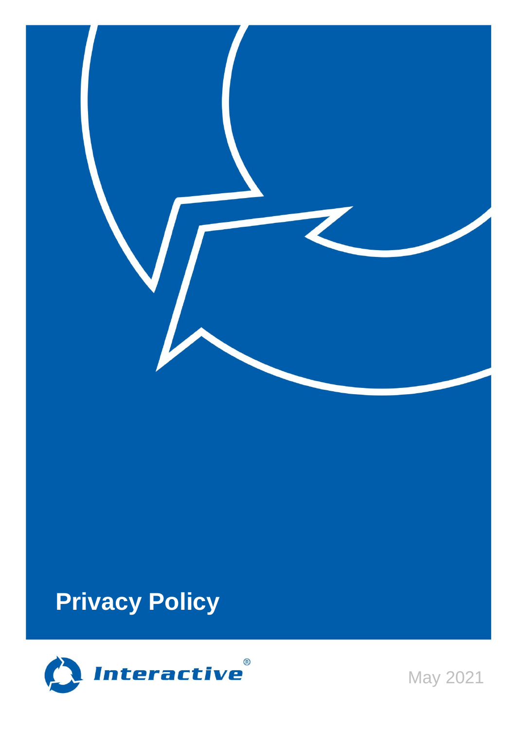# Privacy Policy

Interactive®

May 2021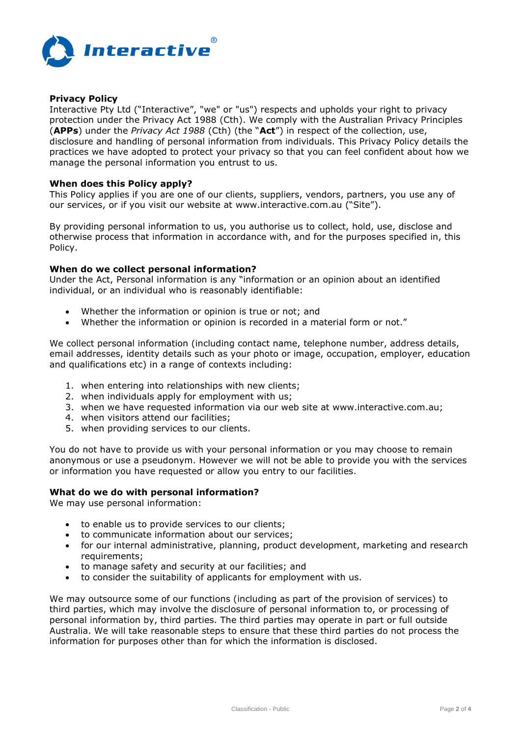**Privacy Policy**

Interactive Pty Ltd ("Interactive", "we" or "us") respects and upholds your right to privacy protection under the Privacy Act 1988 (Cth). We comply with the Australian Privacy Principles (**APPs**) under the *Privacy Act 1988* (Cth) (the "**Act**") in respect of the collection, use, disclosure and handling of personal information from individuals. This Privacy Policy details the practices we have adopted to protect your privacy so that you can feel confident about how we manage the personal information you entrust to us.

**When does this Policy apply?**

This Policy applies if you are one of our clients, suppliers, vendors, partners, you use any of our services, or if you visit our website at www.interactive.com.au ("Site").

By providing personal information to us, you authorise us to collect, hold, use, disclose and otherwise process that information in accordance with, and for the purposes specified in, this Policy.

**When do we collect personal information?**

Under the Act, Personal information is any "information or an opinion about an identified individual, or an individual who is reasonably identifiable:

- Whether the information or opinion is true or not; and
- Whether the information or opinion is recorded in a material form or not."

We collect personal information (including contact name, telephone number, address details, email addresses, identity details such as your photo or image, occupation, employer, education and qualifications etc) in a range of contexts including:

1. when entering into relationships with new clients;
2. when individuals apply for employment with us;
3. when we have requested information via our web site at www.interactive.com.au;
4. when visitors attend our facilities;
5. when providing services to our clients.

You do not have to provide us with your personal information or you may choose to remain anonymous or use a pseudonym. However we will not be able to provide you with the services or information you have requested or allow you entry to our facilities.

**What do we do with personal information?**

We may use personal information:

- to enable us to provide services to our clients;
- to communicate information about our services;
- for our internal administrative, planning, product development, marketing and research requirements;
- to manage safety and security at our facilities; and
- to consider the suitability of applicants for employment with us.

We may outsource some of our functions (including as part of the provision of services) to third parties, which may involve the disclosure of personal information to, or processing of personal information by, third parties. The third parties may operate in part or full outside Australia. We will take reasonable steps to ensure that these third parties do not process the information for purposes other than for which the information is disclosed.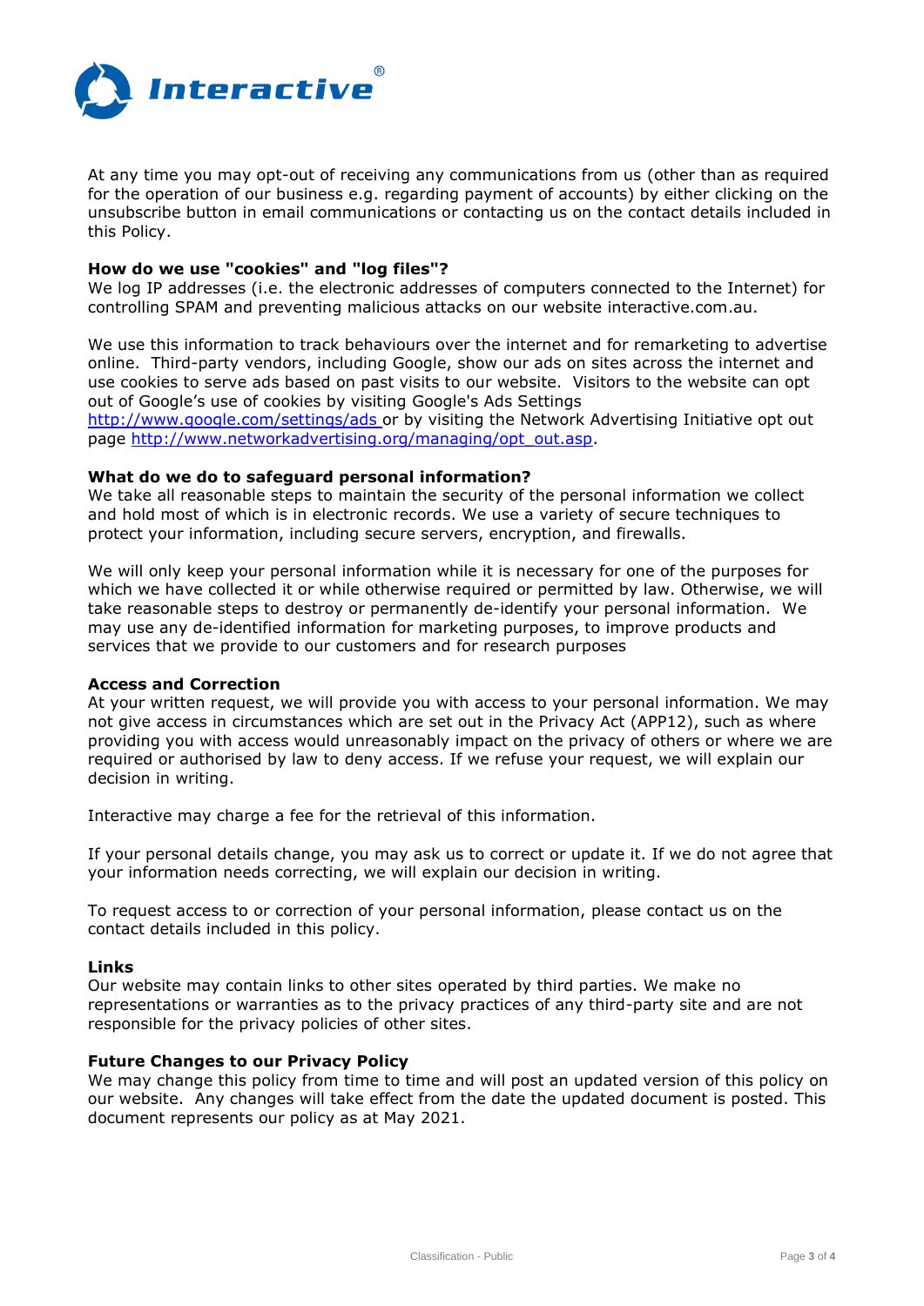At any time you may opt-out of receiving any communications from us (other than as required for the operation of our business e.g. regarding payment of accounts) by either clicking on the unsubscribe button in email communications or contacting us on the contact details included in this Policy.

**How do we use "cookies" and "log files"?**

We log IP addresses (i.e. the electronic addresses of computers connected to the Internet) for controlling SPAM and preventing malicious attacks on our website interactive.com.au.

We use this information to track behaviours over the internet and for remarketing to advertise online. Third-party vendors, including Google, show our ads on sites across the internet and use cookies to serve ads based on past visits to our website. Visitors to the website can opt out of Google's use of cookies by visiting Google's Ads Settings [http://www.google.com/settings/ads](http://www.google.com/settings/ads) or by visiting the Network Advertising Initiative opt out page [http://www.networkadvertising.org/managing/opt_out.asp](http://www.networkadvertising.org/managing/opt_out.asp).

**What do we do to safeguard personal information?**

We take all reasonable steps to maintain the security of the personal information we collect and hold most of which is in electronic records. We use a variety of secure techniques to protect your information, including secure servers, encryption, and firewalls.

We will only keep your personal information while it is necessary for one of the purposes for which we have collected it or while otherwise required or permitted by law. Otherwise, we will take reasonable steps to destroy or permanently de-identify your personal information. We may use any de-identified information for marketing purposes, to improve products and services that we provide to our customers and for research purposes

**Access and Correction**

At your written request, we will provide you with access to your personal information. We may not give access in circumstances which are set out in the Privacy Act (APP12), such as where providing you with access would unreasonably impact on the privacy of others or where we are required or authorised by law to deny access. If we refuse your request, we will explain our decision in writing.

Interactive may charge a fee for the retrieval of this information.

If your personal details change, you may ask us to correct or update it. If we do not agree that your information needs correcting, we will explain our decision in writing.

To request access to or correction of your personal information, please contact us on the contact details included in this policy.

**Links**

Our website may contain links to other sites operated by third parties. We make no representations or warranties as to the privacy practices of any third-party site and are not responsible for the privacy policies of other sites.

**Future Changes to our Privacy Policy**

We may change this policy from time to time and will post an updated version of this policy on our website. Any changes will take effect from the date the updated document is posted. This document represents our policy as at May 2021.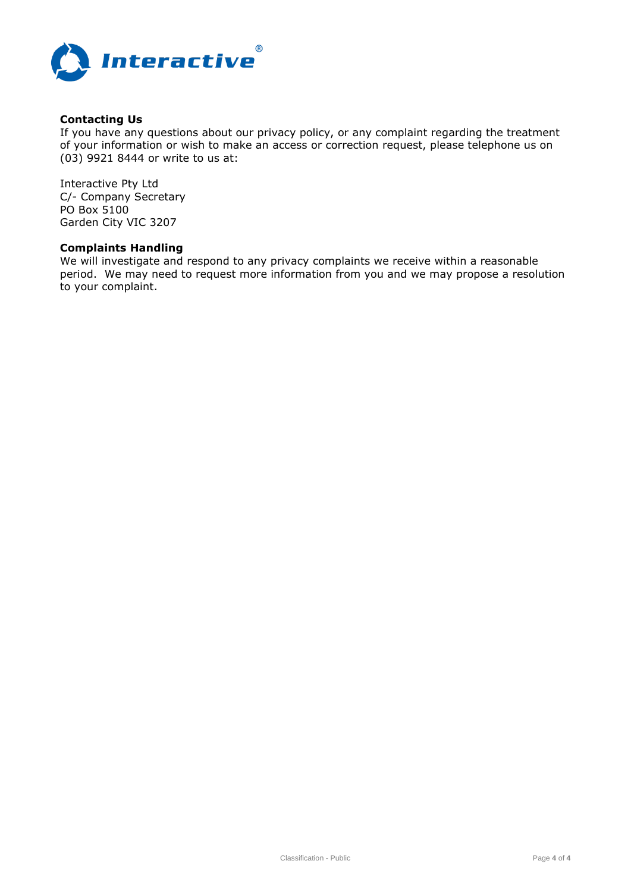**Contacting Us**

If you have any questions about our privacy policy, or any complaint regarding the treatment of your information or wish to make an access or correction request, please telephone us on (03) 9921 8444 or write to us at:

Interactive Pty Ltd
C/- Company Secretary
PO Box 5100
Garden City VIC 3207

**Complaints Handling**

We will investigate and respond to any privacy complaints we receive within a reasonable period. We may need to request more information from you and we may propose a resolution to your complaint.